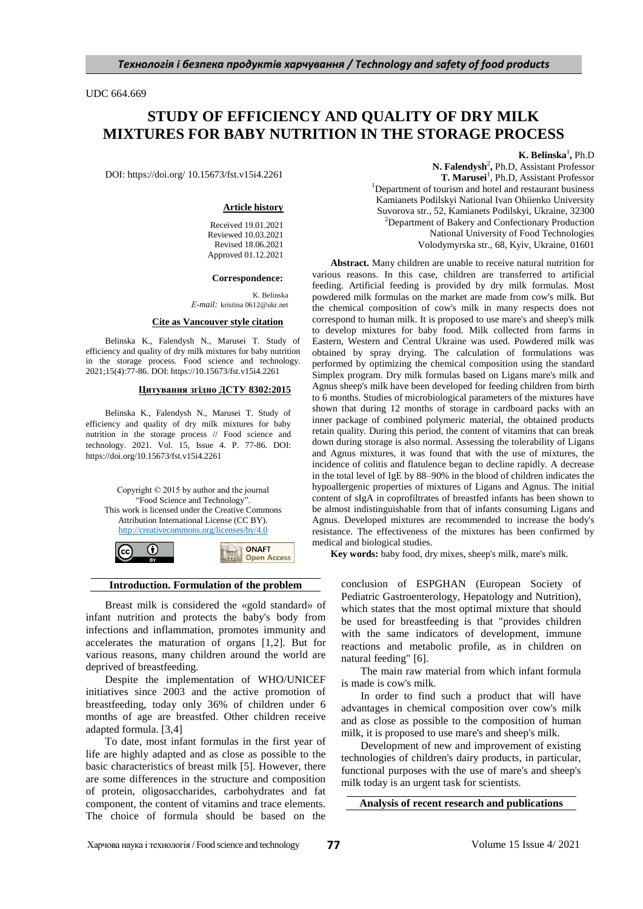UDC 664.669

# STUDY OF EFFICIENCY AND QUALITY OF DRY MILK MIXTURES FOR BABY NUTRITION IN THE STORAGE PROCESS

DOI: https://doi.org/ 10.15673/fst.v15i4.2261

**K. Belinska**[1], Ph.D
**N. Falendysh**[2], Ph.D, Assistant Professor
**T. Marusei**[1], Ph.D, Assistant Professor

[1]Department of tourism and hotel and restaurant business
Kamianets Podilskyi National Ivan Ohiienko University
Suvorova str., 52, Kamianets Podilskyi, Ukraine, 32300
[2]Department of Bakery and Confectionary Production
National University of Food Technologies
Volodymyrska str., 68, Kyiv, Ukraine, 01601

**Article history**

Received 19.01.2021
Reviewed 10.03.2021
Revised 18.06.2021
Approved 01.12.2021

**Correspondence:**

K. Belinska
*E-mail:* kristina 0612@ukr.net

**Cite as Vancouver style citation**

Belinska K., Falendysh N., Marusei T. Study of efficiency and quality of dry milk mixtures for baby nutrition in the storage process. Food science and technology. 2021;15(4):77-86. DOI: https://doi.org/10.15673/fst.v15i4.2261

**Цитування згідно ДСТУ 8302:2015**

Belinska K., Falendysh N., Marusei T. Study of efficiency and quality of dry milk mixtures for baby nutrition in the storage process // Food science and technology. 2021. Vol. 15, Issue 4. P. 77-86. DOI: https://doi.org/10.15673/fst.v15i4.2261

Copyright © 2015 by author and the journal "Food Science and Technology". This work is licensed under the Creative Commons Attribution International License (CC BY). http://creativecommons.org/licenses/by/4.0

**Abstract.** Many children are unable to receive natural nutrition for various reasons. In this case, children are transferred to artificial feeding. Artificial feeding is provided by dry milk formulas. Most powdered milk formulas on the market are made from cow's milk. But the chemical composition of cow's milk in many respects does not correspond to human milk. It is proposed to use mare's and sheep's milk to develop mixtures for baby food. Milk collected from farms in Eastern, Western and Central Ukraine was used. Powdered milk was obtained by spray drying. The calculation of formulations was performed by optimizing the chemical composition using the standard Simplex program. Dry milk formulas based on Ligans mare's milk and Agnus sheep's milk have been developed for feeding children from birth to 6 months. Studies of microbiological parameters of the mixtures have shown that during 12 months of storage in cardboard packs with an inner package of combined polymeric material, the obtained products retain quality. During this period, the content of vitamins that can break down during storage is also normal. Assessing the tolerability of Ligans and Agnus mixtures, it was found that with the use of mixtures, the incidence of colitis and flatulence began to decline rapidly. A decrease in the total level of IgE by 88–90% in the blood of children indicates the hypoallergenic properties of mixtures of Ligans and Agnus. The initial content of sIgA in coprofiltrates of breastfed infants has been shown to be almost indistinguishable from that of infants consuming Ligans and Agnus. Developed mixtures are recommended to increase the body's resistance. The effectiveness of the mixtures has been confirmed by medical and biological studies.

**Key words:** baby food, dry mixes, sheep's milk, mare's milk.

## Introduction. Formulation of the problem

Breast milk is considered the «gold standard» of infant nutrition and protects the baby's body from infections and inflammation, promotes immunity and accelerates the maturation of organs [1,2]. But for various reasons, many children around the world are deprived of breastfeeding.

Despite the implementation of WHO/UNICEF initiatives since 2003 and the active promotion of breastfeeding, today only 36% of children under 6 months of age are breastfed. Other children receive adapted formula. [3,4]

To date, most infant formulas in the first year of life are highly adapted and as close as possible to the basic characteristics of breast milk [5]. However, there are some differences in the structure and composition of protein, oligosaccharides, carbohydrates and fat component, the content of vitamins and trace elements. The choice of formula should be based on the conclusion of ESPGHAN (European Society of Pediatric Gastroenterology, Hepatology and Nutrition), which states that the most optimal mixture that should be used for breastfeeding is that "provides children with the same indicators of development, immune reactions and metabolic profile, as in children on natural feeding" [6].

The main raw material from which infant formula is made is cow's milk.

In order to find such a product that will have advantages in chemical composition over cow's milk and as close as possible to the composition of human milk, it is proposed to use mare's and sheep's milk.

Development of new and improvement of existing technologies of children's dairy products, in particular, functional purposes with the use of mare's and sheep's milk today is an urgent task for scientists.

## Analysis of recent research and publications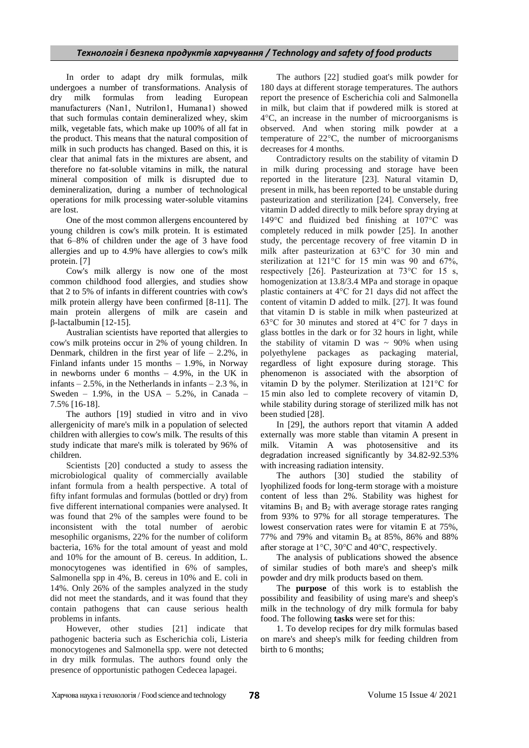In order to adapt dry milk formulas, milk undergoes a number of transformations. Analysis of dry milk formulas from leading European manufacturers (Nan1, Nutrilon1, Humana1) showed that such formulas contain demineralized whey, skim milk, vegetable fats, which make up 100% of all fat in the product. This means that the natural composition of milk in such products has changed. Based on this, it is clear that animal fats in the mixtures are absent, and therefore no fat-soluble vitamins in milk, the natural mineral composition of milk is disrupted due to demineralization, during a number of technological operations for milk processing water-soluble vitamins are lost.

One of the most common allergens encountered by young children is cow's milk protein. It is estimated that 6–8% of children under the age of 3 have food allergies and up to 4.9% have allergies to cow's milk protein. [7]

Cow's milk allergy is now one of the most common childhood food allergies, and studies show that 2 to 5% of infants in different countries with cow's milk protein allergy have been confirmed [8-11]. The main protein allergens of milk are casein and β-lactalbumin [12-15].

Australian scientists have reported that allergies to cow's milk proteins occur in 2% of young children. In Denmark, children in the first year of life – 2.2%, in Finland infants under 15 months – 1.9%, in Norway in newborns under 6 months – 4.9%, in the UK in infants – 2.5%, in the Netherlands in infants – 2.3 %, in Sweden – 1.9%, in the USA – 5.2%, in Canada – 7.5% [16-18].

The authors [19] studied in vitro and in vivo allergenicity of mare's milk in a population of selected children with allergies to cow's milk. The results of this study indicate that mare's milk is tolerated by 96% of children.

Scientists [20] conducted a study to assess the microbiological quality of commercially available infant formula from a health perspective. A total of fifty infant formulas and formulas (bottled or dry) from five different international companies were analysed. It was found that 2% of the samples were found to be inconsistent with the total number of aerobic mesophilic organisms, 22% for the number of coliform bacteria, 16% for the total amount of yeast and mold and 10% for the amount of B. cereus. In addition, L. monocytogenes was identified in 6% of samples, Salmonella spp in 4%, B. cereus in 10% and E. coli in 14%. Only 26% of the samples analyzed in the study did not meet the standards, and it was found that they contain pathogens that can cause serious health problems in infants.

However, other studies [21] indicate that pathogenic bacteria such as Escherichia coli, Listeria monocytogenes and Salmonella spp. were not detected in dry milk formulas. The authors found only the presence of opportunistic pathogen Cedecea lapagei.

The authors [22] studied goat's milk powder for 180 days at different storage temperatures. The authors report the presence of Escherichia coli and Salmonella in milk, but claim that if powdered milk is stored at 4°C, an increase in the number of microorganisms is observed. And when storing milk powder at a temperature of 22°C, the number of microorganisms decreases for 4 months.

Contradictory results on the stability of vitamin D in milk during processing and storage have been reported in the literature [23]. Natural vitamin D, present in milk, has been reported to be unstable during pasteurization and sterilization [24]. Conversely, free vitamin D added directly to milk before spray drying at 149°C and fluidized bed finishing at 107°C was completely reduced in milk powder [25]. In another study, the percentage recovery of free vitamin D in milk after pasteurization at 63°C for 30 min and sterilization at 121°C for 15 min was 90 and 67%, respectively [26]. Pasteurization at 73°C for 15 s, homogenization at 13.8/3.4 MPa and storage in opaque plastic containers at 4°C for 21 days did not affect the content of vitamin D added to milk. [27]. It was found that vitamin D is stable in milk when pasteurized at 63°C for 30 minutes and stored at 4°C for 7 days in glass bottles in the dark or for 32 hours in light, while the stability of vitamin D was ~ 90% when using polyethylene packages as packaging material, regardless of light exposure during storage. This phenomenon is associated with the absorption of vitamin D by the polymer. Sterilization at 121°C for 15 min also led to complete recovery of vitamin D, while stability during storage of sterilized milk has not been studied [28].

In [29], the authors report that vitamin A added externally was more stable than vitamin A present in milk. Vitamin A was photosensitive and its degradation increased significantly by 34.82-92.53% with increasing radiation intensity.

The authors [30] studied the stability of lyophilized foods for long-term storage with a moisture content of less than 2%. Stability was highest for vitamins $B_1$ and $B_2$ with average storage rates ranging from 93% to 97% for all storage temperatures. The lowest conservation rates were for vitamin E at 75%, 77% and 79% and vitamin $B_6$ at 85%, 86% and 88% after storage at 1°C, 30°C and 40°C, respectively.

The analysis of publications showed the absence of similar studies of both mare's and sheep's milk powder and dry milk products based on them.

The **purpose** of this work is to establish the possibility and feasibility of using mare's and sheep's milk in the technology of dry milk formula for baby food. The following **tasks** were set for this:

1. To develop recipes for dry milk formulas based on mare's and sheep's milk for feeding children from birth to 6 months;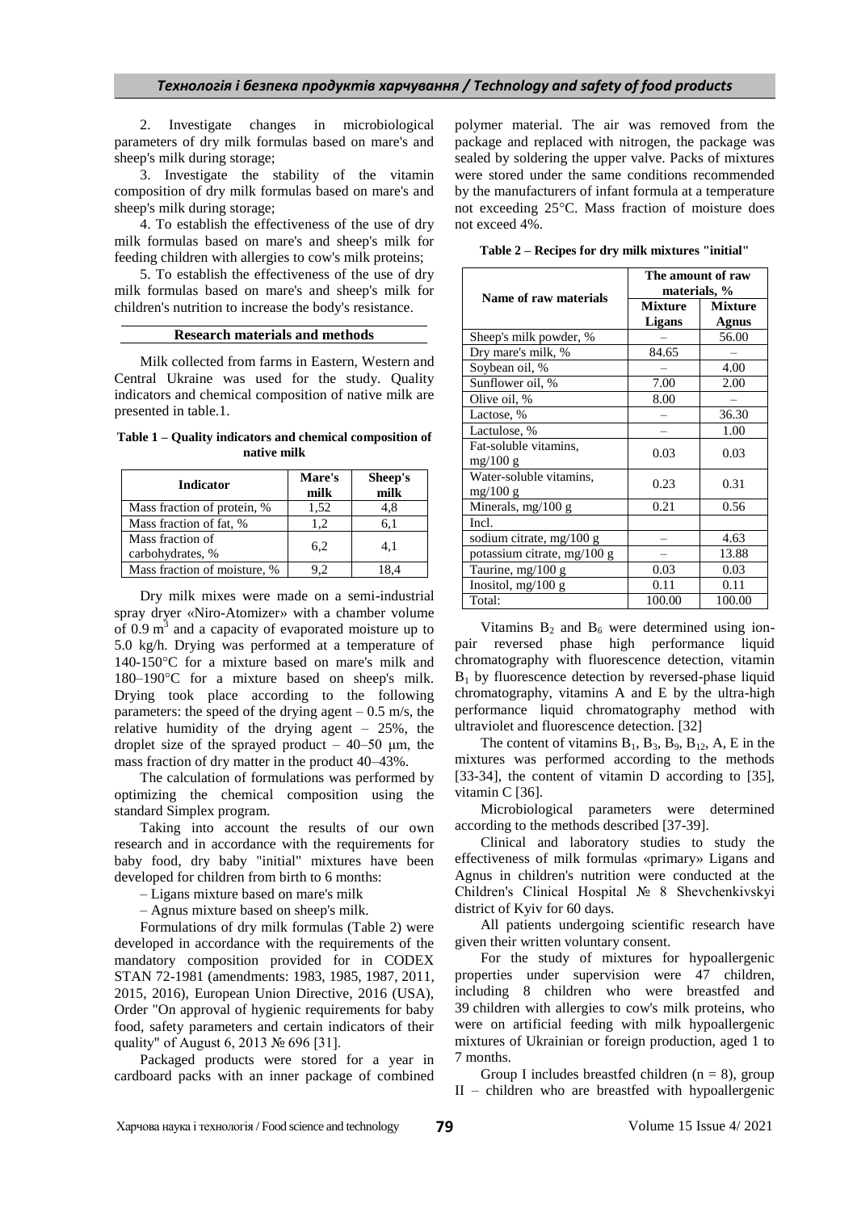2. Investigate changes in microbiological parameters of dry milk formulas based on mare's and sheep's milk during storage;

3. Investigate the stability of the vitamin composition of dry milk formulas based on mare's and sheep's milk during storage;

4. To establish the effectiveness of the use of dry milk formulas based on mare's and sheep's milk for feeding children with allergies to cow's milk proteins;

5. To establish the effectiveness of the use of dry milk formulas based on mare's and sheep's milk for children's nutrition to increase the body's resistance.

## Research materials and methods

Milk collected from farms in Eastern, Western and Central Ukraine was used for the study. Quality indicators and chemical composition of native milk are presented in table.1.

**Table 1 – Quality indicators and chemical composition of native milk**

| Indicator | Mare's milk | Sheep's milk |
|---|---|---|
| Mass fraction of protein, % | 1,52 | 4,8 |
| Mass fraction of fat, % | 1,2 | 6,1 |
| Mass fraction of carbohydrates, % | 6,2 | 4,1 |
| Mass fraction of moisture, % | 9,2 | 18,4 |

Dry milk mixes were made on a semi-industrial spray dryer «Niro-Atomizer» with a chamber volume of 0.9 $m^3$ and a capacity of evaporated moisture up to 5.0 kg/h. Drying was performed at a temperature of 140-150°C for a mixture based on mare's milk and 180–190°C for a mixture based on sheep's milk. Drying took place according to the following parameters: the speed of the drying agent – 0.5 m/s, the relative humidity of the drying agent – 25%, the droplet size of the sprayed product – 40–50 μm, the mass fraction of dry matter in the product 40–43%.

The calculation of formulations was performed by optimizing the chemical composition using the standard Simplex program.

Taking into account the results of our own research and in accordance with the requirements for baby food, dry baby "initial" mixtures have been developed for children from birth to 6 months:

– Ligans mixture based on mare's milk

– Agnus mixture based on sheep's milk.

Formulations of dry milk formulas (Table 2) were developed in accordance with the requirements of the mandatory composition provided for in CODEX STAN 72-1981 (amendments: 1983, 1985, 1987, 2011, 2015, 2016), European Union Directive, 2016 (USA), Order "On approval of hygienic requirements for baby food, safety parameters and certain indicators of their quality" of August 6, 2013 № 696 [31].

Packaged products were stored for a year in cardboard packs with an inner package of combined polymer material. The air was removed from the package and replaced with nitrogen, the package was sealed by soldering the upper valve. Packs of mixtures were stored under the same conditions recommended by the manufacturers of infant formula at a temperature not exceeding 25°C. Mass fraction of moisture does not exceed 4%.

**Table 2 – Recipes for dry milk mixtures "initial"**

| Name of raw materials | The amount of raw materials, % | |
|---|---|---|
| | **Mixture Ligans** | **Mixture Agnus** |
| Sheep's milk powder, % | – | 56.00 |
| Dry mare's milk, % | 84.65 | – |
| Soybean oil, % | – | 4.00 |
| Sunflower oil, % | 7.00 | 2.00 |
| Olive oil, % | 8.00 | – |
| Lactose, % | – | 36.30 |
| Lactulose, % | – | 1.00 |
| Fat-soluble vitamins, mg/100 g | 0.03 | 0.03 |
| Water-soluble vitamins, mg/100 g | 0.23 | 0.31 |
| Minerals, mg/100 g | 0.21 | 0.56 |
| Incl. | | |
| sodium citrate, mg/100 g | – | 4.63 |
| potassium citrate, mg/100 g | – | 13.88 |
| Taurine, mg/100 g | 0.03 | 0.03 |
| Inositol, mg/100 g | 0.11 | 0.11 |
| Total: | 100.00 | 100.00 |

Vitamins $B_2$ and $B_6$ were determined using ion-pair reversed phase high performance liquid chromatography with fluorescence detection, vitamin $B_1$ by fluorescence detection by reversed-phase liquid chromatography, vitamins A and E by the ultra-high performance liquid chromatography method with ultraviolet and fluorescence detection. [32]

The content of vitamins $B_1$, $B_3$, $B_9$, $B_{12}$, A, E in the mixtures was performed according to the methods [33-34], the content of vitamin D according to [35], vitamin C [36].

Microbiological parameters were determined according to the methods described [37-39].

Clinical and laboratory studies to study the effectiveness of milk formulas «primary» Ligans and Agnus in children's nutrition were conducted at the Children's Clinical Hospital № 8 Shevchenkivskyi district of Kyiv for 60 days.

All patients undergoing scientific research have given their written voluntary consent.

For the study of mixtures for hypoallergenic properties under supervision were 47 children, including 8 children who were breastfed and 39 children with allergies to cow's milk proteins, who were on artificial feeding with milk hypoallergenic mixtures of Ukrainian or foreign production, aged 1 to 7 months.

Group I includes breastfed children ($n = 8$), group II – children who are breastfed with hypoallergenic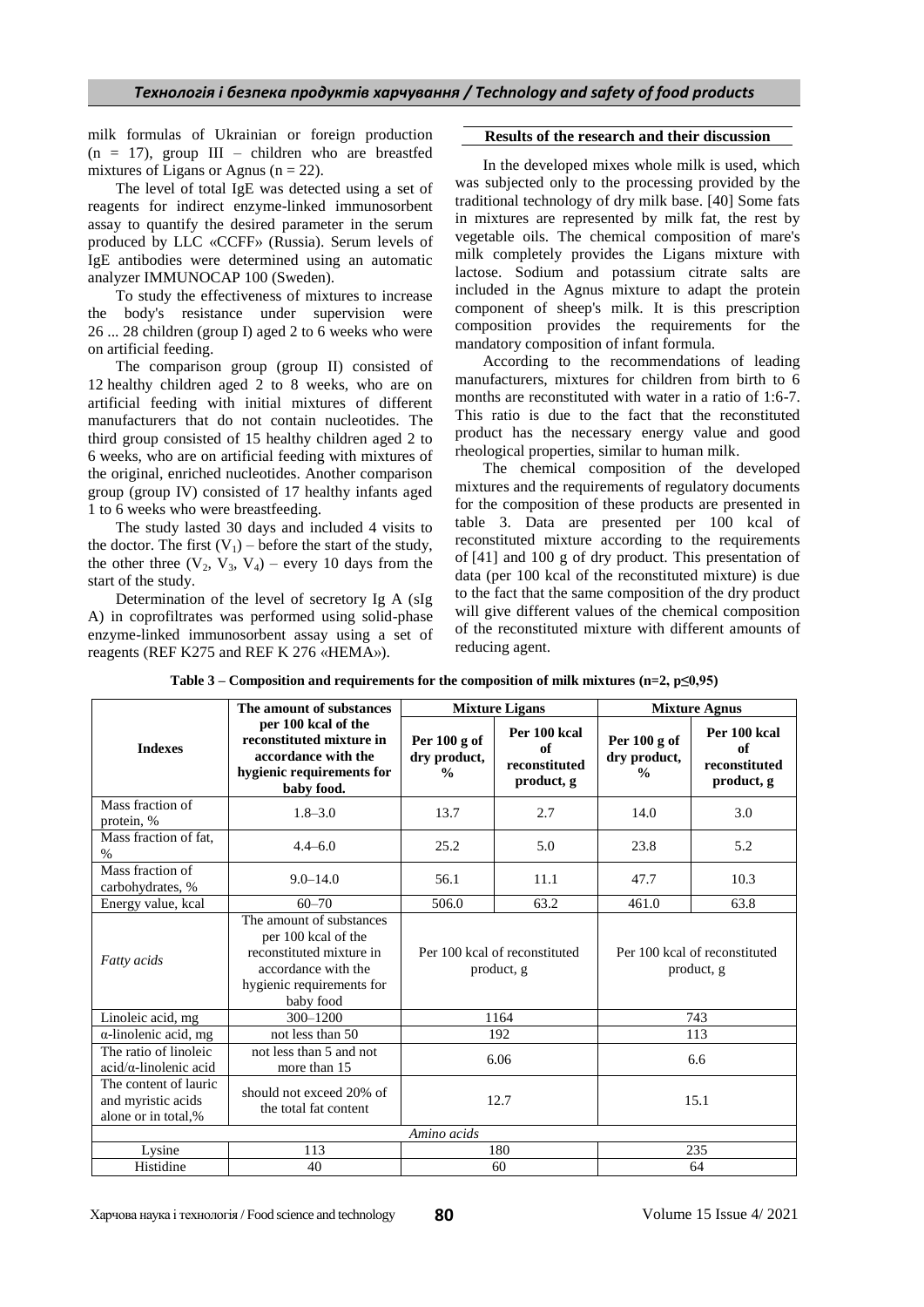milk formulas of Ukrainian or foreign production (n = 17), group III – children who are breastfed mixtures of Ligans or Agnus (n = 22).

The level of total IgE was detected using a set of reagents for indirect enzyme-linked immunosorbent assay to quantify the desired parameter in the serum produced by LLC «CCFF» (Russia). Serum levels of IgE antibodies were determined using an automatic analyzer IMMUNOCAP 100 (Sweden).

To study the effectiveness of mixtures to increase the body's resistance under supervision were 26 ... 28 children (group I) aged 2 to 6 weeks who were on artificial feeding.

The comparison group (group II) consisted of 12 healthy children aged 2 to 8 weeks, who are on artificial feeding with initial mixtures of different manufacturers that do not contain nucleotides. The third group consisted of 15 healthy children aged 2 to 6 weeks, who are on artificial feeding with mixtures of the original, enriched nucleotides. Another comparison group (group IV) consisted of 17 healthy infants aged 1 to 6 weeks who were breastfeeding.

The study lasted 30 days and included 4 visits to the doctor. The first ($V_1$) – before the start of the study, the other three ($V_2$, $V_3$, $V_4$) – every 10 days from the start of the study.

Determination of the level of secretory Ig A (sIg A) in coprofiltrates was performed using solid-phase enzyme-linked immunosorbent assay using a set of reagents (REF K275 and REF K 276 «HEMA»).

## Results of the research and their discussion

In the developed mixes whole milk is used, which was subjected only to the processing provided by the traditional technology of dry milk base. [40] Some fats in mixtures are represented by milk fat, the rest by vegetable oils. The chemical composition of mare's milk completely provides the Ligans mixture with lactose. Sodium and potassium citrate salts are included in the Agnus mixture to adapt the protein component of sheep's milk. It is this prescription composition provides the requirements for the mandatory composition of infant formula.

According to the recommendations of leading manufacturers, mixtures for children from birth to 6 months are reconstituted with water in a ratio of 1:6-7. This ratio is due to the fact that the reconstituted product has the necessary energy value and good rheological properties, similar to human milk.

The chemical composition of the developed mixtures and the requirements of regulatory documents for the composition of these products are presented in table 3. Data are presented per 100 kcal of reconstituted mixture according to the requirements of [41] and 100 g of dry product. This presentation of data (per 100 kcal of the reconstituted mixture) is due to the fact that the same composition of the dry product will give different values of the chemical composition of the reconstituted mixture with different amounts of reducing agent.

**Table 3 – Composition and requirements for the composition of milk mixtures (n=2, p≤0,95)**

| Indexes | The amount of substances per 100 kcal of the reconstituted mixture in accordance with the hygienic requirements for baby food. | Mixture Ligans | | Mixture Agnus | |
|---|---|---|---|---|---|
| | | Per 100 g of dry product, % | Per 100 kcal of reconstituted product, g | Per 100 g of dry product, % | Per 100 kcal of reconstituted product, g |
| Mass fraction of protein, % | 1.8–3.0 | 13.7 | 2.7 | 14.0 | 3.0 |
| Mass fraction of fat, % | 4.4–6.0 | 25.2 | 5.0 | 23.8 | 5.2 |
| Mass fraction of carbohydrates, % | 9.0–14.0 | 56.1 | 11.1 | 47.7 | 10.3 |
| Energy value, kcal | 60–70 | 506.0 | 63.2 | 461.0 | 63.8 |
| *Fatty acids* | The amount of substances per 100 kcal of the reconstituted mixture in accordance with the hygienic requirements for baby food | Per 100 kcal of reconstituted product, g | | Per 100 kcal of reconstituted product, g | |
| Linoleic acid, mg | 300–1200 | 1164 | | 743 | |
| α-linolenic acid, mg | not less than 50 | 192 | | 113 | |
| The ratio of linoleic acid/α-linolenic acid | not less than 5 and not more than 15 | 6.06 | | 6.6 | |
| The content of lauric and myristic acids alone or in total,% | should not exceed 20% of the total fat content | 12.7 | | 15.1 | |
| *Amino acids* | | | | | |
| Lysine | 113 | 180 | | 235 | |
| Histidine | 40 | 60 | | 64 | |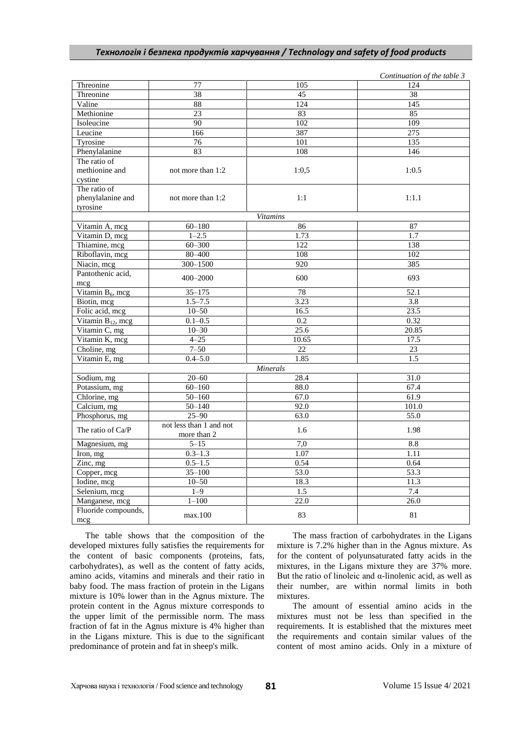*Continuation of the table 3*

| | | | |
|---|---|---|---|
| Threonine | 77 | 105 | 124 |
| Threonine | 38 | 45 | 38 |
| Valine | 88 | 124 | 145 |
| Methionine | 23 | 83 | 85 |
| Isoleucine | 90 | 102 | 109 |
| Leucine | 166 | 387 | 275 |
| Tyrosine | 76 | 101 | 135 |
| Phenylalanine | 83 | 108 | 146 |
| The ratio of methionine and cystine | not more than 1:2 | 1:0,5 | 1:0.5 |
| The ratio of phenylalanine and tyrosine | not more than 1:2 | 1:1 | 1:1.1 |
| | | *Vitamins* | |
| Vitamin A, mcg | 60–180 | 86 | 87 |
| Vitamin D, mcg | 1–2.5 | 1.73 | 1.7 |
| Thiamine, mcg | 60–300 | 122 | 138 |
| Riboflavin, mcg | 80–400 | 108 | 102 |
| Niacin, mcg | 300–1500 | 920 | 385 |
| Pantothenic acid, mcg | 400–2000 | 600 | 693 |
| Vitamin $B_6$, mcg | 35–175 | 78 | 52.1 |
| Biotin, mcg | 1.5–7.5 | 3.23 | 3.8 |
| Folic acid, mcg | 10–50 | 16.5 | 23.5 |
| Vitamin $B_{12}$, mcg | 0.1–0.5 | 0.2 | 0.32 |
| Vitamin C, mg | 10–30 | 25.6 | 20.85 |
| Vitamin K, mcg | 4–25 | 10.65 | 17.5 |
| Choline, mg | 7–50 | 22 | 23 |
| Vitamin E, mg | 0.4–5.0 | 1.85 | 1.5 |
| | | *Minerals* | |
| Sodium, mg | 20–60 | 28.4 | 31.0 |
| Potassium, mg | 60–160 | 88.0 | 67.4 |
| Chlorine, mg | 50–160 | 67.0 | 61.9 |
| Calcium, mg | 50–140 | 92.0 | 101.0 |
| Phosphorus, mg | 25–90 | 63.0 | 55.0 |
| The ratio of Ca/P | not less than 1 and not more than 2 | 1.6 | 1.98 |
| Magnesium, mg | 5–15 | 7,0 | 8.8 |
| Iron, mg | 0.3–1.3 | 1.07 | 1.11 |
| Zinc, mg | 0.5–1.5 | 0.54 | 0.64 |
| Copper, mcg | 35–100 | 53.0 | 53.3 |
| Iodine, mcg | 10–50 | 18.3 | 11.3 |
| Selenium, mcg | 1–9 | 1.5 | 7.4 |
| Manganese, mcg | 1–100 | 22.0 | 26.0 |
| Fluoride compounds, mcg | max.100 | 83 | 81 |

The table shows that the composition of the developed mixtures fully satisfies the requirements for the content of basic components (proteins, fats, carbohydrates), as well as the content of fatty acids, amino acids, vitamins and minerals and their ratio in baby food. The mass fraction of protein in the Ligans mixture is 10% lower than in the Agnus mixture. The protein content in the Agnus mixture corresponds to the upper limit of the permissible norm. The mass fraction of fat in the Agnus mixture is 4% higher than in the Ligans mixture. This is due to the significant predominance of protein and fat in sheep's milk.

The mass fraction of carbohydrates in the Ligans mixture is 7.2% higher than in the Agnus mixture. As for the content of polyunsaturated fatty acids in the mixtures, in the Ligans mixture they are 37% more. But the ratio of linoleic and α-linolenic acid, as well as their number, are within normal limits in both mixtures.

The amount of essential amino acids in the mixtures must not be less than specified in the requirements. It is established that the mixtures meet the requirements and contain similar values of the content of most amino acids. Only in a mixture of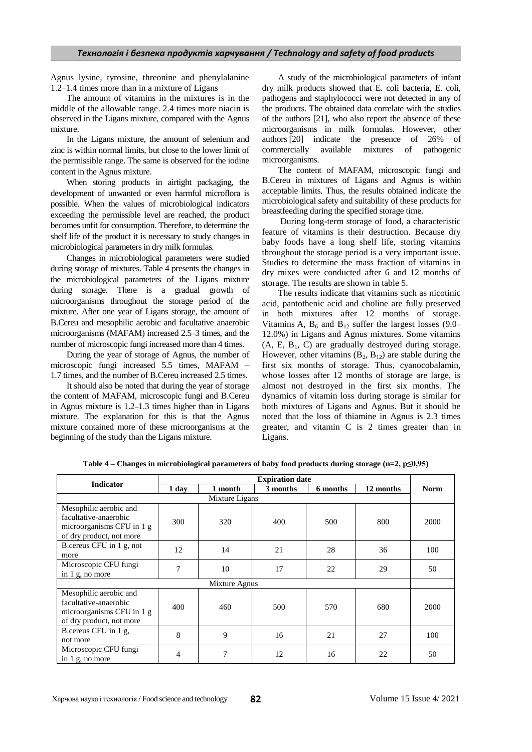Agnus lysine, tyrosine, threonine and phenylalanine 1.2–1.4 times more than in a mixture of Ligans

The amount of vitamins in the mixtures is in the middle of the allowable range. 2.4 times more niacin is observed in the Ligans mixture, compared with the Agnus mixture.

In the Ligans mixture, the amount of selenium and zinc is within normal limits, but close to the lower limit of the permissible range. The same is observed for the iodine content in the Agnus mixture.

When storing products in airtight packaging, the development of unwanted or even harmful microflora is possible. When the values of microbiological indicators exceeding the permissible level are reached, the product becomes unfit for consumption. Therefore, to determine the shelf life of the product it is necessary to study changes in microbiological parameters in dry milk formulas.

Changes in microbiological parameters were studied during storage of mixtures. Table 4 presents the changes in the microbiological parameters of the Ligans mixture during storage. There is a gradual growth of microorganisms throughout the storage period of the mixture. After one year of Ligans storage, the amount of B.Cereu and mesophilic aerobic and facultative anaerobic microorganisms (MAFAM) increased 2.5–3 times, and the number of microscopic fungi increased more than 4 times.

During the year of storage of Agnus, the number of microscopic fungi increased 5.5 times, MAFAM – 1.7 times, and the number of B.Cereu increased 2.5 times.

It should also be noted that during the year of storage the content of MAFAM, microscopic fungi and B.Cereu in Agnus mixture is 1.2–1.3 times higher than in Ligans mixture. The explanation for this is that the Agnus mixture contained more of these microorganisms at the beginning of the study than the Ligans mixture.

A study of the microbiological parameters of infant dry milk products showed that E. coli bacteria, E. coli, pathogens and staphylococci were not detected in any of the products. The obtained data correlate with the studies of the authors [21], who also report the absence of these microorganisms in milk formulas. However, other authors [20] indicate the presence of 26% of commercially available mixtures of pathogenic microorganisms.

The content of MAFAM, microscopic fungi and B.Cereu in mixtures of Ligans and Agnus is within acceptable limits. Thus, the results obtained indicate the microbiological safety and suitability of these products for breastfeeding during the specified storage time.

During long-term storage of food, a characteristic feature of vitamins is their destruction. Because dry baby foods have a long shelf life, storing vitamins throughout the storage period is a very important issue. Studies to determine the mass fraction of vitamins in dry mixes were conducted after 6 and 12 months of storage. The results are shown in table 5.

The results indicate that vitamins such as nicotinic acid, pantothenic acid and choline are fully preserved in both mixtures after 12 months of storage. Vitamins A, $B_6$ and $B_{12}$ suffer the largest losses (9.0–12.0%) in Ligans and Agnus mixtures. Some vitamins (A, E, $B_1$, C) are gradually destroyed during storage. However, other vitamins ($B_2$, $B_{12}$) are stable during the first six months of storage. Thus, cyanocobalamin, whose losses after 12 months of storage are large, is almost not destroyed in the first six months. The dynamics of vitamin loss during storage is similar for both mixtures of Ligans and Agnus. But it should be noted that the loss of thiamine in Agnus is 2.3 times greater, and vitamin C is 2 times greater than in Ligans.

**Table 4 – Changes in microbiological parameters of baby food products during storage (n=2, p≤0,95)**

| Indicator | Expiration date | | | | | Norm |
|---|---|---|---|---|---|---|
| | 1 day | 1 month | 3 months | 6 months | 12 months | |
| Mixture Ligans | | | | | | |
| Mesophilic aerobic and facultative-anaerobic microorganisms CFU in 1 g of dry product, not more | 300 | 320 | 400 | 500 | 800 | 2000 |
| B.cereus CFU in 1 g, not more | 12 | 14 | 21 | 28 | 36 | 100 |
| Microscopic CFU fungi in 1 g, no more | 7 | 10 | 17 | 22 | 29 | 50 |
| Mixture Agnus | | | | | | |
| Mesophilic aerobic and facultative-anaerobic microorganisms CFU in 1 g of dry product, not more | 400 | 460 | 500 | 570 | 680 | 2000 |
| B.cereus CFU in 1 g, not more | 8 | 9 | 16 | 21 | 27 | 100 |
| Microscopic CFU fungi in 1 g, no more | 4 | 7 | 12 | 16 | 22 | 50 |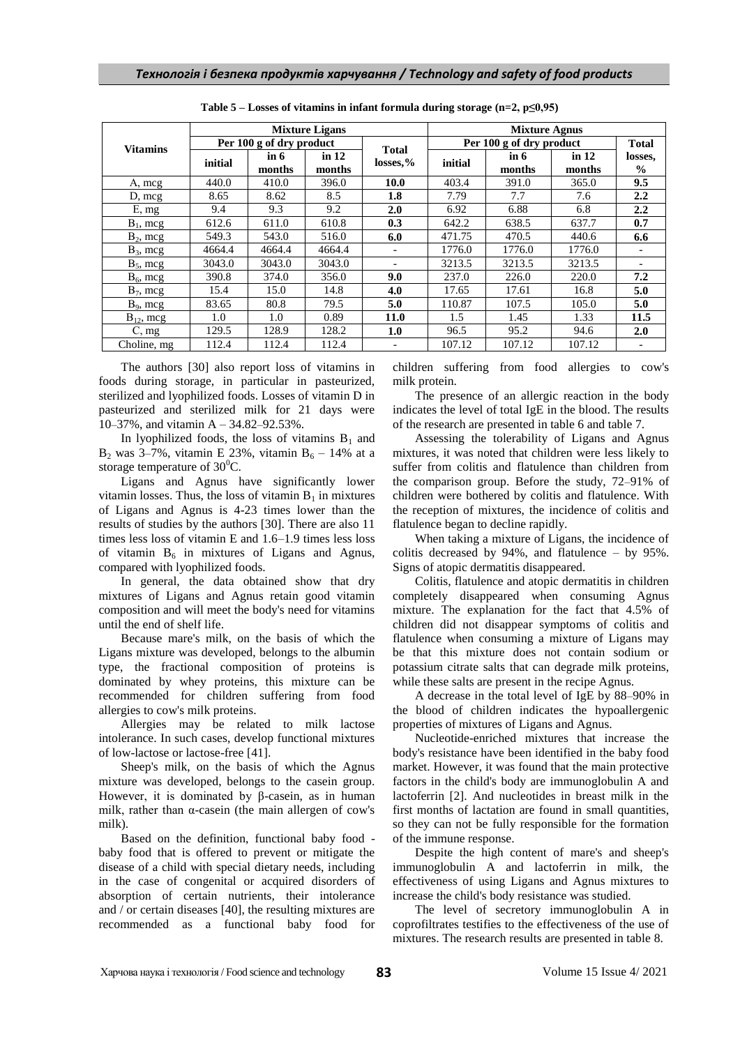**Table 5 – Losses of vitamins in infant formula during storage (n=2, p≤0,95)**

| Vitamins | Mixture Ligans | | | | Mixture Agnus | | | |
|---|---|---|---|---|---|---|---|---|
| | Per 100 g of dry product | | | Total losses,% | Per 100 g of dry product | | | Total losses, % |
| | initial | in 6 months | in 12 months | | initial | in 6 months | in 12 months | |
| A, mcg | 440.0 | 410.0 | 396.0 | **10.0** | 403.4 | 391.0 | 365.0 | **9.5** |
| D, mcg | 8.65 | 8.62 | 8.5 | **1.8** | 7.79 | 7.7 | 7.6 | **2.2** |
| E, mg | 9.4 | 9.3 | 9.2 | **2.0** | 6.92 | 6.88 | 6.8 | **2.2** |
| $B_1$, mcg | 612.6 | 611.0 | 610.8 | **0.3** | 642.2 | 638.5 | 637.7 | **0.7** |
| $B_2$, mcg | 549.3 | 543.0 | 516.0 | **6.0** | 471.75 | 470.5 | 440.6 | **6.6** |
| $B_3$, mcg | 4664.4 | 4664.4 | 4664.4 | - | 1776.0 | 1776.0 | 1776.0 | - |
| $B_5$, mcg | 3043.0 | 3043.0 | 3043.0 | - | 3213.5 | 3213.5 | 3213.5 | - |
| $B_6$, mcg | 390.8 | 374.0 | 356.0 | **9.0** | 237.0 | 226.0 | 220.0 | **7.2** |
| $B_7$, mcg | 15.4 | 15.0 | 14.8 | **4.0** | 17.65 | 17.61 | 16.8 | **5.0** |
| $B_9$, mcg | 83.65 | 80.8 | 79.5 | **5.0** | 110.87 | 107.5 | 105.0 | **5.0** |
| $B_{12}$, mcg | 1.0 | 1.0 | 0.89 | **11.0** | 1.5 | 1.45 | 1.33 | **11.5** |
| C, mg | 129.5 | 128.9 | 128.2 | **1.0** | 96.5 | 95.2 | 94.6 | **2.0** |
| Choline, mg | 112.4 | 112.4 | 112.4 | - | 107.12 | 107.12 | 107.12 | - |

The authors [30] also report loss of vitamins in foods during storage, in particular in pasteurized, sterilized and lyophilized foods. Losses of vitamin D in pasteurized and sterilized milk for 21 days were 10–37%, and vitamin A – 34.82–92.53%.

In lyophilized foods, the loss of vitamins $B_1$ and $B_2$ was 3–7%, vitamin E 23%, vitamin $B_6$ – 14% at a storage temperature of $30^0$C.

Ligans and Agnus have significantly lower vitamin losses. Thus, the loss of vitamin $B_1$ in mixtures of Ligans and Agnus is 4-23 times lower than the results of studies by the authors [30]. There are also 11 times less loss of vitamin E and 1.6–1.9 times less loss of vitamin $B_6$ in mixtures of Ligans and Agnus, compared with lyophilized foods.

In general, the data obtained show that dry mixtures of Ligans and Agnus retain good vitamin composition and will meet the body's need for vitamins until the end of shelf life.

Because mare's milk, on the basis of which the Ligans mixture was developed, belongs to the albumin type, the fractional composition of proteins is dominated by whey proteins, this mixture can be recommended for children suffering from food allergies to cow's milk proteins.

Allergies may be related to milk lactose intolerance. In such cases, develop functional mixtures of low-lactose or lactose-free [41].

Sheep's milk, on the basis of which the Agnus mixture was developed, belongs to the casein group. However, it is dominated by β-casein, as in human milk, rather than α-casein (the main allergen of cow's milk).

Based on the definition, functional baby food - baby food that is offered to prevent or mitigate the disease of a child with special dietary needs, including in the case of congenital or acquired disorders of absorption of certain nutrients, their intolerance and / or certain diseases [40], the resulting mixtures are recommended as a functional baby food for children suffering from food allergies to cow's milk protein.

The presence of an allergic reaction in the body indicates the level of total IgE in the blood. The results of the research are presented in table 6 and table 7.

Assessing the tolerability of Ligans and Agnus mixtures, it was noted that children were less likely to suffer from colitis and flatulence than children from the comparison group. Before the study, 72–91% of children were bothered by colitis and flatulence. With the reception of mixtures, the incidence of colitis and flatulence began to decline rapidly.

When taking a mixture of Ligans, the incidence of colitis decreased by 94%, and flatulence – by 95%. Signs of atopic dermatitis disappeared.

Colitis, flatulence and atopic dermatitis in children completely disappeared when consuming Agnus mixture. The explanation for the fact that 4.5% of children did not disappear symptoms of colitis and flatulence when consuming a mixture of Ligans may be that this mixture does not contain sodium or potassium citrate salts that can degrade milk proteins, while these salts are present in the recipe Agnus.

A decrease in the total level of IgE by 88–90% in the blood of children indicates the hypoallergenic properties of mixtures of Ligans and Agnus.

Nucleotide-enriched mixtures that increase the body's resistance have been identified in the baby food market. However, it was found that the main protective factors in the child's body are immunoglobulin A and lactoferrin [2]. And nucleotides in breast milk in the first months of lactation are found in small quantities, so they can not be fully responsible for the formation of the immune response.

Despite the high content of mare's and sheep's immunoglobulin A and lactoferrin in milk, the effectiveness of using Ligans and Agnus mixtures to increase the child's body resistance was studied.

The level of secretory immunoglobulin A in coprofiltrates testifies to the effectiveness of the use of mixtures. The research results are presented in table 8.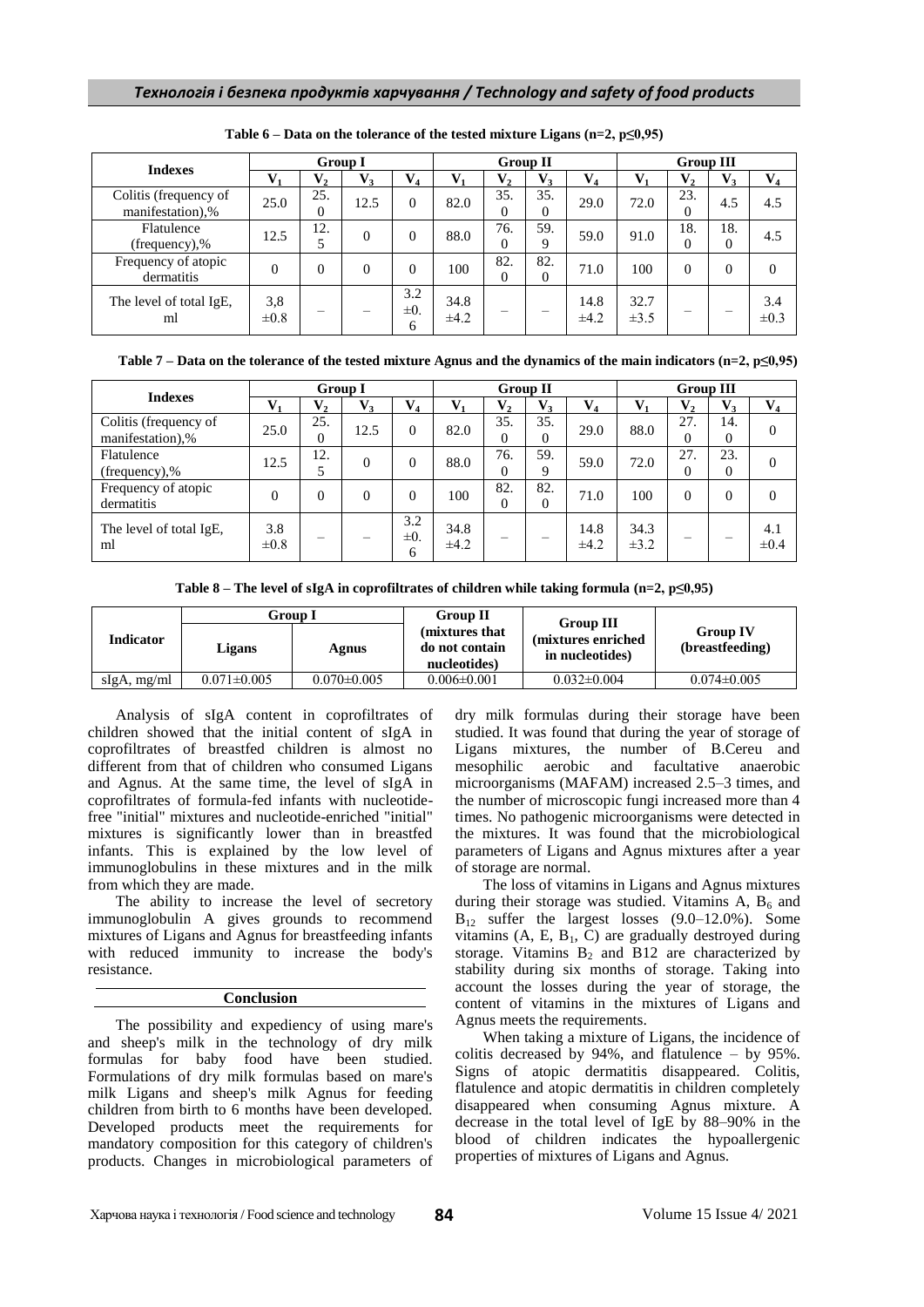**Table 6 – Data on the tolerance of the tested mixture Ligans (n=2, p≤0,95)**

| Indexes | Group I | | | | Group II | | | | Group III | | | |
|---|---|---|---|---|---|---|---|---|---|---|---|---|
| | $V_1$ | $V_2$ | $V_3$ | $V_4$ | $V_1$ | $V_2$ | $V_3$ | $V_4$ | $V_1$ | $V_2$ | $V_3$ | $V_4$ |
| Colitis (frequency of manifestation),% | 25.0 | 25.0 | 12.5 | 0 | 82.0 | 35.0 | 35.0 | 29.0 | 72.0 | 23.0 | 4.5 | 4.5 |
| Flatulence (frequency),% | 12.5 | 12.5 | 0 | 0 | 88.0 | 76.0 | 59.9 | 59.0 | 91.0 | 18.0 | 18.0 | 4.5 |
| Frequency of atopic dermatitis | 0 | 0 | 0 | 0 | 100 | 82.0 | 82.0 | 71.0 | 100 | 0 | 0 | 0 |
| The level of total IgE, ml | 3,8 ±0.8 | – | – | 3.2 ±0.6 | 34.8 ±4.2 | – | – | 14.8 ±4.2 | 32.7 ±3.5 | – | – | 3.4 ±0.3 |

**Table 7 – Data on the tolerance of the tested mixture Agnus and the dynamics of the main indicators (n=2, p≤0,95)**

| Indexes | Group I | | | | Group II | | | | Group III | | | |
|---|---|---|---|---|---|---|---|---|---|---|---|---|
| | $V_1$ | $V_2$ | $V_3$ | $V_4$ | $V_1$ | $V_2$ | $V_3$ | $V_4$ | $V_1$ | $V_2$ | $V_3$ | $V_4$ |
| Colitis (frequency of manifestation),% | 25.0 | 25.0 | 12.5 | 0 | 82.0 | 35.0 | 35.0 | 29.0 | 88.0 | 27.0 | 14.0 | 0 |
| Flatulence (frequency),% | 12.5 | 12.5 | 0 | 0 | 88.0 | 76.0 | 59.9 | 59.0 | 72.0 | 27.0 | 23.0 | 0 |
| Frequency of atopic dermatitis | 0 | 0 | 0 | 0 | 100 | 82.0 | 82.0 | 71.0 | 100 | 0 | 0 | 0 |
| The level of total IgE, ml | 3.8 ±0.8 | – | – | 3.2 ±0.6 | 34.8 ±4.2 | – | – | 14.8 ±4.2 | 34.3 ±3.2 | – | – | 4.1 ±0.4 |

**Table 8 – The level of sIgA in coprofiltrates of children while taking formula (n=2, p≤0,95)**

| Indicator | Group I | | Group II (mixtures that do not contain nucleotides) | Group III (mixtures enriched in nucleotides) | Group IV (breastfeeding) |
|---|---|---|---|---|---|
| | Ligans | Agnus | | | |
| sIgA, mg/ml | 0.071±0.005 | 0.070±0.005 | 0.006±0.001 | 0.032±0.004 | 0.074±0.005 |

Analysis of sIgA content in coprofiltrates of children showed that the initial content of sIgA in coprofiltrates of breastfed children is almost no different from that of children who consumed Ligans and Agnus. At the same time, the level of sIgA in coprofiltrates of formula-fed infants with nucleotide-free "initial" mixtures and nucleotide-enriched "initial" mixtures is significantly lower than in breastfed infants. This is explained by the low level of immunoglobulins in these mixtures and in the milk from which they are made.

The ability to increase the level of secretory immunoglobulin A gives grounds to recommend mixtures of Ligans and Agnus for breastfeeding infants with reduced immunity to increase the body's resistance.

## Conclusion

The possibility and expediency of using mare's and sheep's milk in the technology of dry milk formulas for baby food have been studied. Formulations of dry milk formulas based on mare's milk Ligans and sheep's milk Agnus for feeding children from birth to 6 months have been developed. Developed products meet the requirements for mandatory composition for this category of children's products. Changes in microbiological parameters of dry milk formulas during their storage have been studied. It was found that during the year of storage of Ligans mixtures, the number of B.Cereu and mesophilic aerobic and facultative anaerobic microorganisms (MAFAM) increased 2.5–3 times, and the number of microscopic fungi increased more than 4 times. No pathogenic microorganisms were detected in the mixtures. It was found that the microbiological parameters of Ligans and Agnus mixtures after a year of storage are normal.

The loss of vitamins in Ligans and Agnus mixtures during their storage was studied. Vitamins A, $B_6$ and $B_{12}$ suffer the largest losses (9.0–12.0%). Some vitamins (A, E, $B_1$, C) are gradually destroyed during storage. Vitamins $B_2$ and B12 are characterized by stability during six months of storage. Taking into account the losses during the year of storage, the content of vitamins in the mixtures of Ligans and Agnus meets the requirements.

When taking a mixture of Ligans, the incidence of colitis decreased by 94%, and flatulence – by 95%. Signs of atopic dermatitis disappeared. Colitis, flatulence and atopic dermatitis in children completely disappeared when consuming Agnus mixture. A decrease in the total level of IgE by 88–90% in the blood of children indicates the hypoallergenic properties of mixtures of Ligans and Agnus.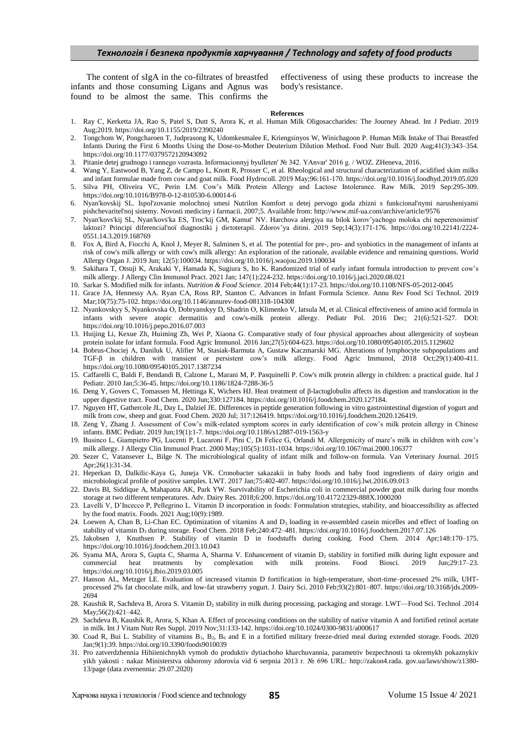The content of sIgA in the co-filtrates of breastfed infants and those consuming Ligans and Agnus was found to be almost the same. This confirms the effectiveness of using these products to increase the body's resistance.

**References**

1. Ray C, Kerketta JA, Rao S, Patel S, Dutt S, Arora K, et al. Human Milk Oligosaccharides: The Journey Ahead. Int J Pediatr. 2019 Aug;2019. https://doi.org/10.1155/2019/2390240
2. Tongchom W, Pongcharoen T, Judprasong K, Udomkesmalee E, Kriengsinyos W, Winichagoon P. Human Milk Intake of Thai Breastfed Infants During the First 6 Months Using the Dose-to-Mother Deuterium Dilution Method. Food Nutr Bull. 2020 Aug;41(3):343–354. https://doi.org/10.1177/0379572120943092
3. Pitanie detej grudnogo i rannego vozrasta. Informacionnyj byulleten' № 342. YAnvar' 2016 g. / WOZ. ZHeneva, 2016.
4. Wang Y, Eastwood B, Yang Z, de Campo L, Knott R, Prosser C, et al. Rheological and structural characterization of acidified skim milks and infant formulae made from cow and goat milk. Food Hydrocoll. 2019 May;96:161-170. https://doi.org/10.1016/j.foodhyd.2019.05.020
5. Silva PH, Oliveira VC, Perin LM. Cow's Milk Protein Allergy and Lactose Intolerance. Raw Milk. 2019 Sep:295-309. https://doi.org/10.1016/B978-0-12-810530-6.00014-6
6. Nyan'kovskij SL. Ispol'zovanie molochnoj smesi Nutrilon Komfort u detej pervogo goda zhizni s funkcional'nymi narusheniyami pishchevaritel'noj sistemy. Novosti mediciny i farmacii. 2007;5. Available from: http://www.mif-ua.com/archive/article/9576
7. Nyan'kovs'kij SL, Nyan'kovs'ka ES, Troc'kij GM, Kamut' NV. Harchova alergiya na bilok korov'yachogo moloka chi neperenosimist' laktozi? Principi diferencial'noї diagnostiki j diєtoterapiї. Zdorov'ya ditini. 2019 Sep;14(3):171-176. https://doi.org/10.22141/2224-0551.14.3.2019.168769
8. Fox A, Bird A, Fiocchi A, Knol J, Meyer R, Salminen S, et al. The potential for pre-, pro- and synbiotics in the management of infants at risk of cow's milk allergy or with cow's milk allergy: An exploration of the rationale, available evidence and remaining questions. World Allergy Organ J. 2019 Jun; 12(5):100034. https://doi.org/10.1016/j.waojou.2019.100034
9. Sakihara T, Otsuji K, Arakaki Y, Hamada K, Sugiura S, Ito K. Randomized trial of early infant formula introduction to prevent cow's milk allergy. J Allergy Clin Immunol Pract. 2021 Jan; 147(1):224-232. https://doi.org/10.1016/j.jaci.2020.08.021
10. Sarkar S. Modified milk for infants. *Nutrition & Food Science.* 2014 Feb;44(1):17-23. https://doi.org/10.1108/NFS-05-2012-0045
11. Grace JA, Hennessy AA. Ryan CA, Ross RP, Stanton C. Advances in Infant Formula Science. Annu Rev Food Sci Technol. 2019 Mar;10(75):75-102. https://doi.org/10.1146/annurev-food-081318-104308
12. Nyankovskyy S, Nyankovska O, Dobryanskyy D, Shadrin O, Klimenko V, Iatsula M, et al. Clinical effectiveness of amino acid formula in infants with severe atopic dermatitis and cow's-milk protein allergy. Pediatr Pol. 2016 Dec; 21(6):521-527. DOI: https://doi.org/10.1016/j.pepo.2016.07.003
13. Huijing Li, Kexue Zh, Huiming Zh, Wei P, Xiaona G. Comparative study of four physical approaches about allergenicity of soybean protein isolate for infant formula. Food Agric Immunol. 2016 Jan;27(5):604-623. https://doi.org/10.1080/09540105.2015.1129602
14. Bobrus-Chociej A, Daniluk U, Alifier M, Stasiak-Barmuta A, Gustaw Kaczmarski MG. Alterations of lymphocyte subpopulations and TGF-β in children with transient or persistent cow's milk allergy. Food Agric Immunol, 2018 Oct;29(1):400-411. https://doi.org/10.1080/09540105.2017.1387234
15. Caffarelli C, Baldi F, Bendandi B, Calzone L, Marani M, P. Pasquinelli P. Cow's milk protein allergy in children: a practical guide. Ital J Pediatr. 2010 Jan;5:36-45. https://doi.org/10.1186/1824-7288-36-5
16. Deng Y, Govers C, Tomassen M, Hettinga K, Wichers HJ. Heat treatment of β-lactoglobulin affects its digestion and translocation in the upper digestive tract. Food Chem. 2020 Jun;330:127184. https://doi.org/10.1016/j.foodchem.2020.127184.
17. Nguyen HT, Gathercole JL, Day L, Dalziel JE. Differences in peptide generation following in vitro gastrointestinal digestion of yogurt and milk from cow, sheep and goat. Food Chem. 2020 Jul; 317:126419. https://doi.org/10.1016/j.foodchem.2020.126419.
18. Zeng Y, Zhang J. Assessment of Cow's milk-related symptom scores in early identification of cow's milk protein allergy in Chinese infants. BMC Pediatr. 2019 Jun;19(1):1-7. https://doi.org/10.1186/s12887-019-1563-y
19. Businco L, Giampietro PG, Lucenti P, Lucaroni F, Pini C, Di Felice G, Orlandi M. Allergenicity of mare's milk in children with cow's milk allergy. J Allergy Clin Immunol Pract. 2000 May;105(5):1031-1034. https://doi.org/10.1067/mai.2000.106377
20. Sezer C, Vatansever L, Bilge N. The microbiological quality of infant milk and follow-on formula. Van Veterinary Journal. 2015 Apr;26(1):31-34.
21. Heperkan D, Dalkilic-Kaya G, Juneja VK. Cronobacter sakazakii in baby foods and baby food ingredients of dairy origin and microbiological profile of positive samples. LWT. 2017 Jan;75:402-407. https://doi.org/10.1016/j.lwt.2016.09.013
22. Davis BI, Siddique A, Mahapatra AK, Park YW. Survivability of Escherichia coli in commercial powder goat milk during four months storage at two different temperatures. Adv. Dairy Res. 2018;6:200. https://doi.org/10.4172/2329-888X.1000200
23. Lavelli V, D'Incecco P, Pellegrino L. Vitamin D incorporation in foods: Formulation strategies, stability, and bioaccessibility as affected by the food matrix. Foods. 2021 Aug;10(9):1989.
24. Loewen A, Chan B, Li-Chan EC. Optimization of vitamins A and $D_3$ loading in re-assembled casein micelles and effect of loading on stability of vitamin $D_3$ during storage. Food Chem. 2018 Feb;240:472–481. https://doi.org/10.1016/j.foodchem.2017.07.126
25. Jakobsen J, Knuthsen P. Stability of vitamin D in foodstuffs during cooking. Food Chem. 2014 Apr;148:170–175. https://doi.org/10.1016/j.foodchem.2013.10.043
26. Syama MA, Arora S, Gupta C, Sharma A, Sharma V. Enhancement of vitamin $D_2$ stability in fortified milk during light exposure and commercial heat treatments by complexation with milk proteins. Food Biosci. 2019 Jun;29:17–23. https://doi.org/10.1016/j.fbio.2019.03.005
27. Hanson AL, Metzger LE. Evaluation of increased vitamin D fortification in high-temperature, short-time–processed 2% milk, UHT-processed 2% fat chocolate milk, and low-fat strawberry yogurt. J. Dairy Sci. 2010 Feb;93(2):801–807. https://doi.org/10.3168/jds.2009-2694
28. Kaushik R, Sachdeva B, Arora S. Vitamin $D_2$ stability in milk during processing, packaging and storage. LWT—Food Sci. Technol .2014 May;56(2):421–442.
29. Sachdeva B, Kaushik R, Arora, S, Khan A. Effect of processing conditions on the stability of native vitamin A and fortified retinol acetate in milk. Int J Vitam Nutr Res Suppl. 2019 Nov;31:133-142. https://doi.org/10.1024/0300-9831/a000617
30. Coad R, Bui L. Stability of vitamins $B_1$, $B_2$, $B_6$ and E in a fortified military freeze-dried meal during extended storage. Foods. 2020 Jan;9(1):39. https://doi.org/10.3390/foods9010039
31. Pro zatverdzhennia Hihiienichnykh vymoh do produktiv dytiachoho kharchuvannia, parametriv bezpechnosti ta okremykh pokaznykiv yikh yakosti : nakaz Ministerstva okhorony zdorovia vid 6 serpnia 2013 r. № 696 URL: http://zakon4.rada. gov.ua/laws/show/z1380-13/page (data zvernennia: 29.07.2020)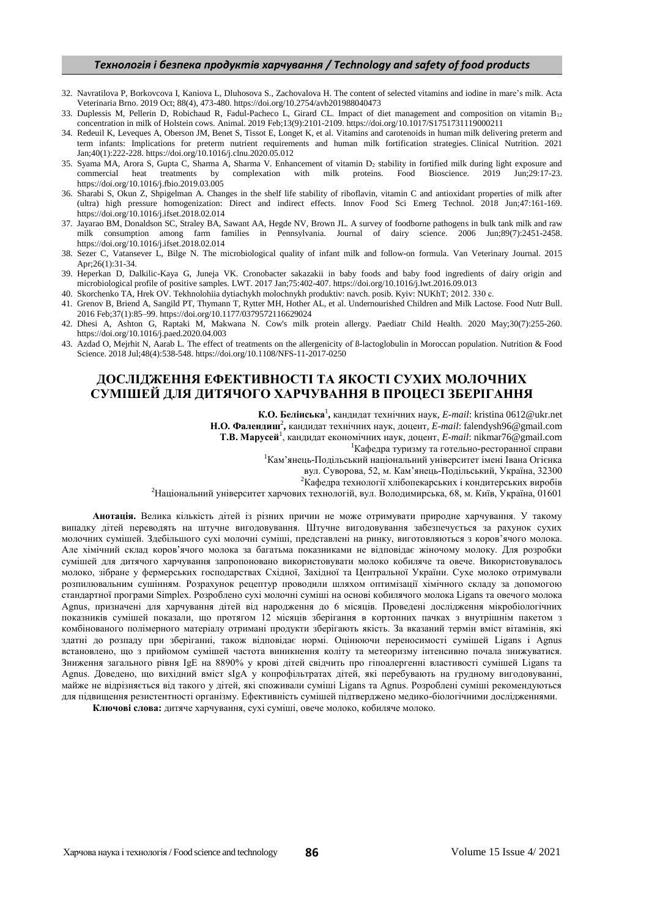32. Navratilova P, Borkovcova I, Kaniova L, Dluhosova S., Zachovalova H. The content of selected vitamins and iodine in mare's milk. Acta Veterinaria Brno. 2019 Oct; 88(4), 473-480. https://doi.org/10.2754/avb201988040473
33. Duplessis M, Pellerin D, Robichaud R, Fadul-Pacheco L, Girard CL. Impact of diet management and composition on vitamin $B_{12}$ concentration in milk of Holstein cows. Animal. 2019 Feb;13(9):2101-2109. https://doi.org/10.1017/S1751731119000211
34. Redeuil K, Leveques A, Oberson JM, Benet S, Tissot E, Longet K, et al. Vitamins and carotenoids in human milk delivering preterm and term infants: Implications for preterm nutrient requirements and human milk fortification strategies. Clinical Nutrition. 2021 Jan;40(1):222-228. https://doi.org/10.1016/j.clnu.2020.05.012
35. Syama MA, Arora S, Gupta C, Sharma A, Sharma V. Enhancement of vitamin $D_2$ stability in fortified milk during light exposure and commercial heat treatments by complexation with milk proteins. Food Bioscience. 2019 Jun;29:17-23. https://doi.org/10.1016/j.fbio.2019.03.005
36. Sharabi S, Okun Z, Shpigelman A. Changes in the shelf life stability of riboflavin, vitamin C and antioxidant properties of milk after (ultra) high pressure homogenization: Direct and indirect effects. Innov Food Sci Emerg Technol. 2018 Jun;47:161-169. https://doi.org/10.1016/j.ifset.2018.02.014
37. Jayarao BM, Donaldson SC, Straley BA, Sawant AA, Hegde NV, Brown JL. A survey of foodborne pathogens in bulk tank milk and raw milk consumption among farm families in Pennsylvania. Journal of dairy science. 2006 Jun;89(7):2451-2458. https://doi.org/10.1016/j.ifset.2018.02.014
38. Sezer C, Vatansever L, Bilge N. The microbiological quality of infant milk and follow-on formula. Van Veterinary Journal. 2015 Apr;26(1):31-34.
39. Heperkan D, Dalkilic-Kaya G, Juneja VK. Cronobacter sakazakii in baby foods and baby food ingredients of dairy origin and microbiological profile of positive samples. LWT. 2017 Jan;75:402-407. https://doi.org/10.1016/j.lwt.2016.09.013
40. Skorchenko TA, Hrek OV. Tekhnolohiia dytiachykh molochnykh produktiv: navch. posib. Kyiv: NUKhT; 2012. 330 c.
41. Grenov B, Briend A, Sangild PT, Thymann T, Rytter MH, Hother AL, et al. Undernourished Children and Milk Lactose. Food Nutr Bull. 2016 Feb;37(1):85–99. https://doi.org/10.1177/0379572116629024
42. Dhesi A, Ashton G, Raptaki M, Makwana N. Cow's milk protein allergy. Paediatr Child Health. 2020 May;30(7):255-260. https://doi.org/10.1016/j.paed.2020.04.003
43. Azdad O, Mejrhit N, Aarab L. The effect of treatments on the allergenicity of ß-lactoglobulin in Moroccan population. Nutrition & Food Science. 2018 Jul;48(4):538-548. https://doi.org/10.1108/NFS-11-2017-0250

# ДОСЛІДЖЕННЯ ЕФЕКТИВНОСТІ ТА ЯКОСТІ СУХИХ МОЛОЧНИХ СУМІШЕЙ ДЛЯ ДИТЯЧОГО ХАРЧУВАННЯ В ПРОЦЕСІ ЗБЕРІГАННЯ

**К.О. Белінська**[1], кандидат технічних наук, *E-mail*: kristina 0612@ukr.net
**Н.О. Фалендиш**[2], кандидат технічних наук, доцент, *E-mail*: falendysh96@gmail.com
**Т.В. Марусей**[1], кандидат економічних наук, доцент, *E-mail*: nikmar76@gmail.com
[1]Кафедра туризму та готельно-ресторанної справи
[1]Кам'янець-Подільський національний університет імені Івана Огієнка
вул. Суворова, 52, м. Кам'янець-Подільський, Україна, 32300
[2]Кафедра технології хлібопекарських і кондитерських виробів
[2]Національний університет харчових технологій, вул. Володимирська, 68, м. Київ, Україна, 01601

**Анотація.** Велика кількість дітей із різних причин не може отримувати природне харчування. У такому випадку дітей переводять на штучне вигодовування. Штучне вигодовування забезпечується за рахунок сухих молочних сумішей. Здебільшого сухі молочні суміші, представлені на ринку, виготовляються з коров'ячого молока. Але хімічний склад коров'ячого молока за багатьма показниками не відповідає жіночому молоку. Для розробки сумішей для дитячого харчування запропоновано використовувати молоко кобиляче та овече. Використовувалось молоко, зібране у фермерських господарствах Східної, Західної та Центральної України. Сухе молоко отримували розпилювальним сушінням. Розрахунок рецептур проводили шляхом оптимізації хімічного складу за допомогою стандартної програми Simplex. Розроблено сухі молочні суміші на основі кобилячого молока Ligans та овечого молока Agnus, призначені для харчування дітей від народження до 6 місяців. Проведені дослідження мікробіологічних показників сумішей показали, що протягом 12 місяців зберігання в картонних пачках з внутрішнім пакетом з комбінованого полімерного матеріалу отримані продукти зберігають якість. За вказаний термін вміст вітамінів, які здатні до розпаду при зберіганні, також відповідає нормі. Оцінюючи переносимості сумішей Ligans і Agnus встановлено, що з прийомом сумішей частота виникнення коліту та метеоризму інтенсивно почала знижуватися. Зниження загального рівня IgE на 8890% у крові дітей свідчить про гіпоалергенні властивості сумішей Ligans та Agnus. Доведено, що вихідний вміст sIgA у копрофільтратах дітей, які перебувають на грудному вигодовуванні, майже не відрізняється від такого у дітей, які споживали суміші Ligans та Agnus. Розроблені суміші рекомендуються для підвищення резистентності організму. Ефективність сумішей підтверджено медико-біологічними дослідженнями.

**Ключові слова:** дитяче харчування, сухі суміші, овече молоко, кобиляче молоко.